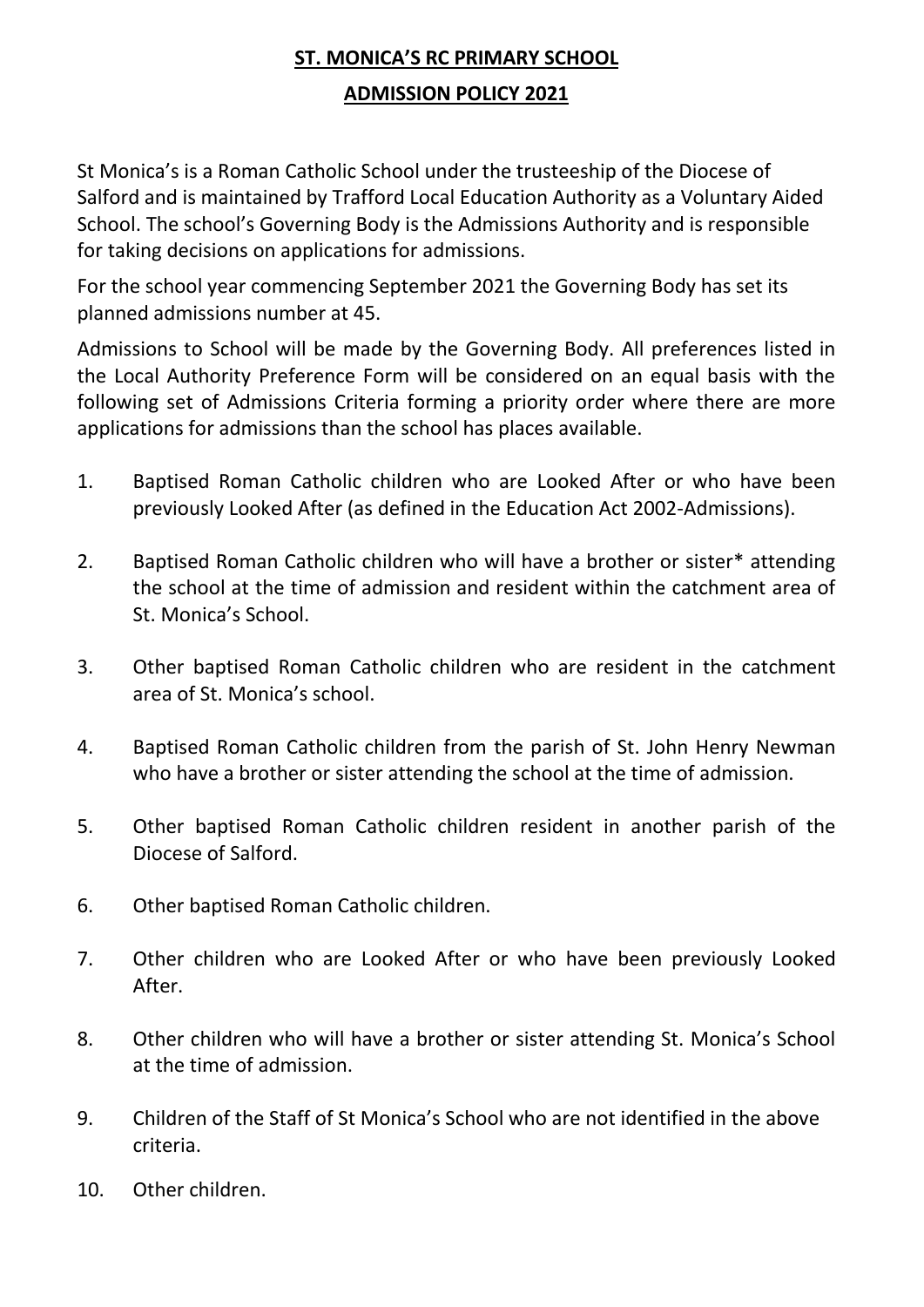# ST. MONICA'S RC PRIMARY SCHOOL

## ADMISSION POLICY 2021

St Monica's is a Roman Catholic School under the trusteeship of the Diocese of Salford and is maintained by Trafford Local Education Authority as a Voluntary Aided School. The school's Governing Body is the Admissions Authority and is responsible for taking decisions on applications for admissions.

For the school year commencing September 2021 the Governing Body has set its planned admissions number at 45.

Admissions to School will be made by the Governing Body. All preferences listed in the Local Authority Preference Form will be considered on an equal basis with the following set of Admissions Criteria forming a priority order where there are more applications for admissions than the school has places available.

1. Baptised Roman Catholic children who are Looked After or who have been previously Looked After (as defined in the Education Act 2002-Admissions).
2. Baptised Roman Catholic children who will have a brother or sister* attending the school at the time of admission and resident within the catchment area of St. Monica's School.
3. Other baptised Roman Catholic children who are resident in the catchment area of St. Monica's school.
4. Baptised Roman Catholic children from the parish of St. John Henry Newman who have a brother or sister attending the school at the time of admission.
5. Other baptised Roman Catholic children resident in another parish of the Diocese of Salford.
6. Other baptised Roman Catholic children.
7. Other children who are Looked After or who have been previously Looked After.
8. Other children who will have a brother or sister attending St. Monica's School at the time of admission.
9. Children of the Staff of St Monica's School who are not identified in the above criteria.
10. Other children.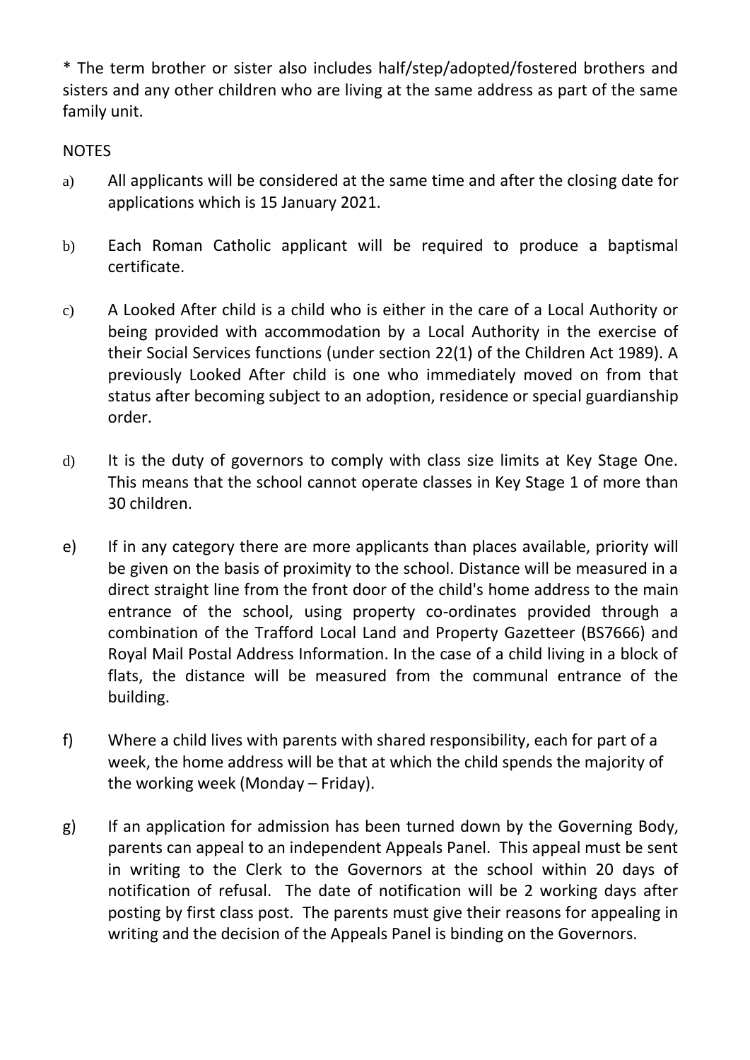* The term brother or sister also includes half/step/adopted/fostered brothers and sisters and any other children who are living at the same address as part of the same family unit.

NOTES

a) All applicants will be considered at the same time and after the closing date for applications which is 15 January 2021.

b) Each Roman Catholic applicant will be required to produce a baptismal certificate.

c) A Looked After child is a child who is either in the care of a Local Authority or being provided with accommodation by a Local Authority in the exercise of their Social Services functions (under section 22(1) of the Children Act 1989). A previously Looked After child is one who immediately moved on from that status after becoming subject to an adoption, residence or special guardianship order.

d) It is the duty of governors to comply with class size limits at Key Stage One. This means that the school cannot operate classes in Key Stage 1 of more than 30 children.

e) If in any category there are more applicants than places available, priority will be given on the basis of proximity to the school. Distance will be measured in a direct straight line from the front door of the child's home address to the main entrance of the school, using property co-ordinates provided through a combination of the Trafford Local Land and Property Gazetteer (BS7666) and Royal Mail Postal Address Information. In the case of a child living in a block of flats, the distance will be measured from the communal entrance of the building.

f) Where a child lives with parents with shared responsibility, each for part of a week, the home address will be that at which the child spends the majority of the working week (Monday – Friday).

g) If an application for admission has been turned down by the Governing Body, parents can appeal to an independent Appeals Panel. This appeal must be sent in writing to the Clerk to the Governors at the school within 20 days of notification of refusal. The date of notification will be 2 working days after posting by first class post. The parents must give their reasons for appealing in writing and the decision of the Appeals Panel is binding on the Governors.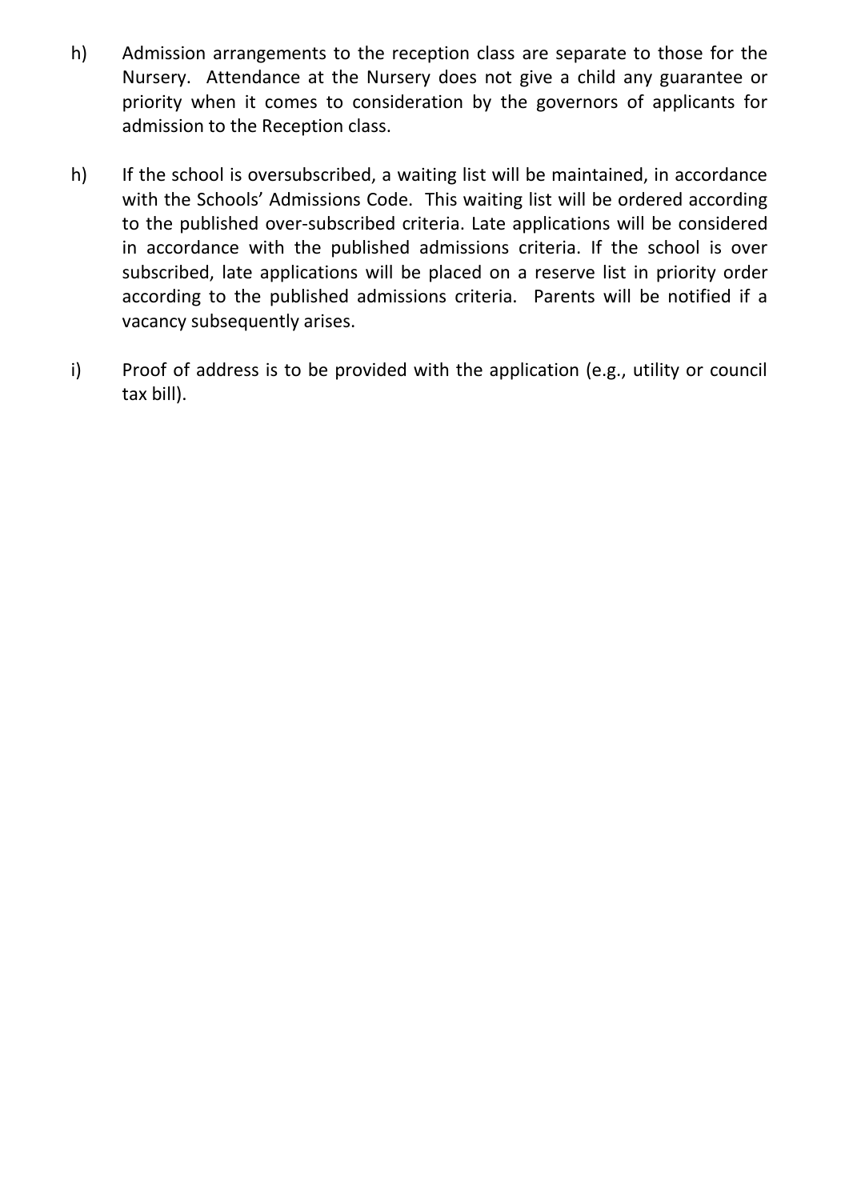h) Admission arrangements to the reception class are separate to those for the Nursery. Attendance at the Nursery does not give a child any guarantee or priority when it comes to consideration by the governors of applicants for admission to the Reception class.

h) If the school is oversubscribed, a waiting list will be maintained, in accordance with the Schools' Admissions Code. This waiting list will be ordered according to the published over-subscribed criteria. Late applications will be considered in accordance with the published admissions criteria. If the school is over subscribed, late applications will be placed on a reserve list in priority order according to the published admissions criteria. Parents will be notified if a vacancy subsequently arises.

i) Proof of address is to be provided with the application (e.g., utility or council tax bill).